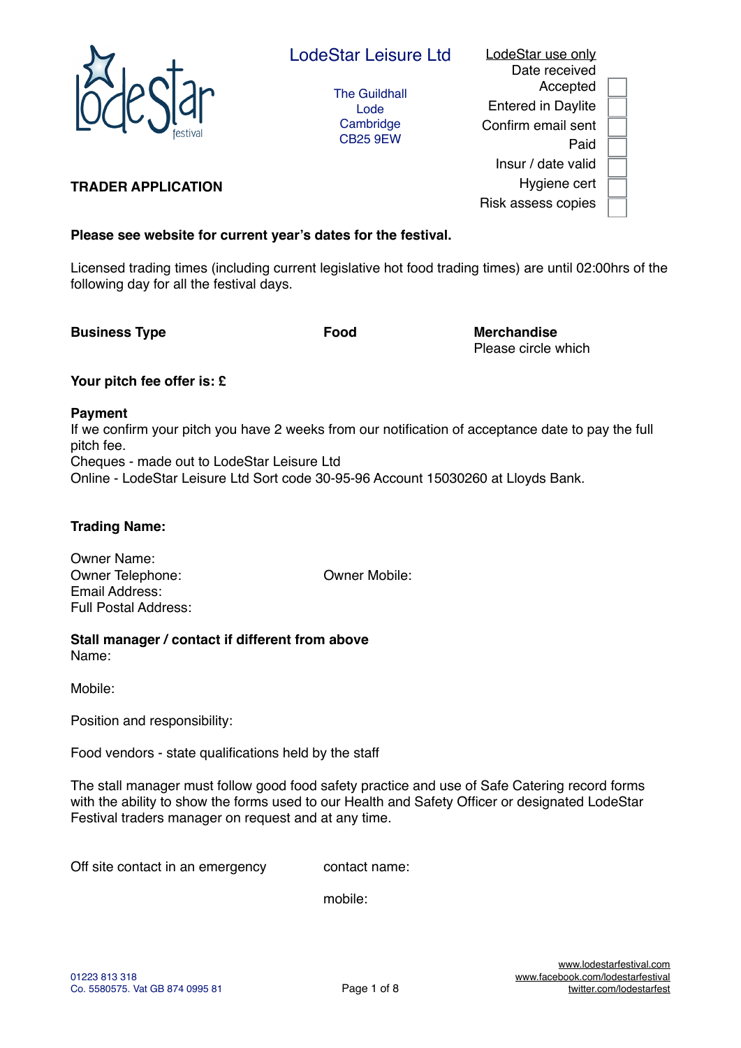# LodeStar Leisure Ltd

The Guildhall
Lode
Cambridge
CB25 9EW

| LodeStar use only | |
|---|---|
| Date received | |
| Accepted | ☐ |
| Entered in Daylite | ☐ |
| Confirm email sent | ☐ |
| Paid | ☐ |
| Insur / date valid | ☐ |
| Hygiene cert | ☐ |
| Risk assess copies | ☐ |

## TRADER APPLICATION

**Please see website for current year's dates for the festival.**

Licensed trading times (including current legislative hot food trading times) are until 02:00hrs of the following day for all the festival days.

**Business Type** **Food** **Merchandise**
Please circle which

**Your pitch fee offer is: £**

**Payment**
If we confirm your pitch you have 2 weeks from our notification of acceptance date to pay the full pitch fee.
Cheques - made out to LodeStar Leisure Ltd
Online - LodeStar Leisure Ltd Sort code 30-95-96 Account 15030260 at Lloyds Bank.

**Trading Name:**

Owner Name:
Owner Telephone: Owner Mobile:
Email Address:
Full Postal Address:

**Stall manager / contact if different from above**
Name:

Mobile:

Position and responsibility:

Food vendors - state qualifications held by the staff

The stall manager must follow good food safety practice and use of Safe Catering record forms with the ability to show the forms used to our Health and Safety Officer or designated LodeStar Festival traders manager on request and at any time.

Off site contact in an emergency contact name:

mobile:

01223 813 318
Co. 5580575. Vat GB 874 0995 81

www.lodestarfestival.com
www.facebook.com/lodestarfestival
twitter.com/lodestarfest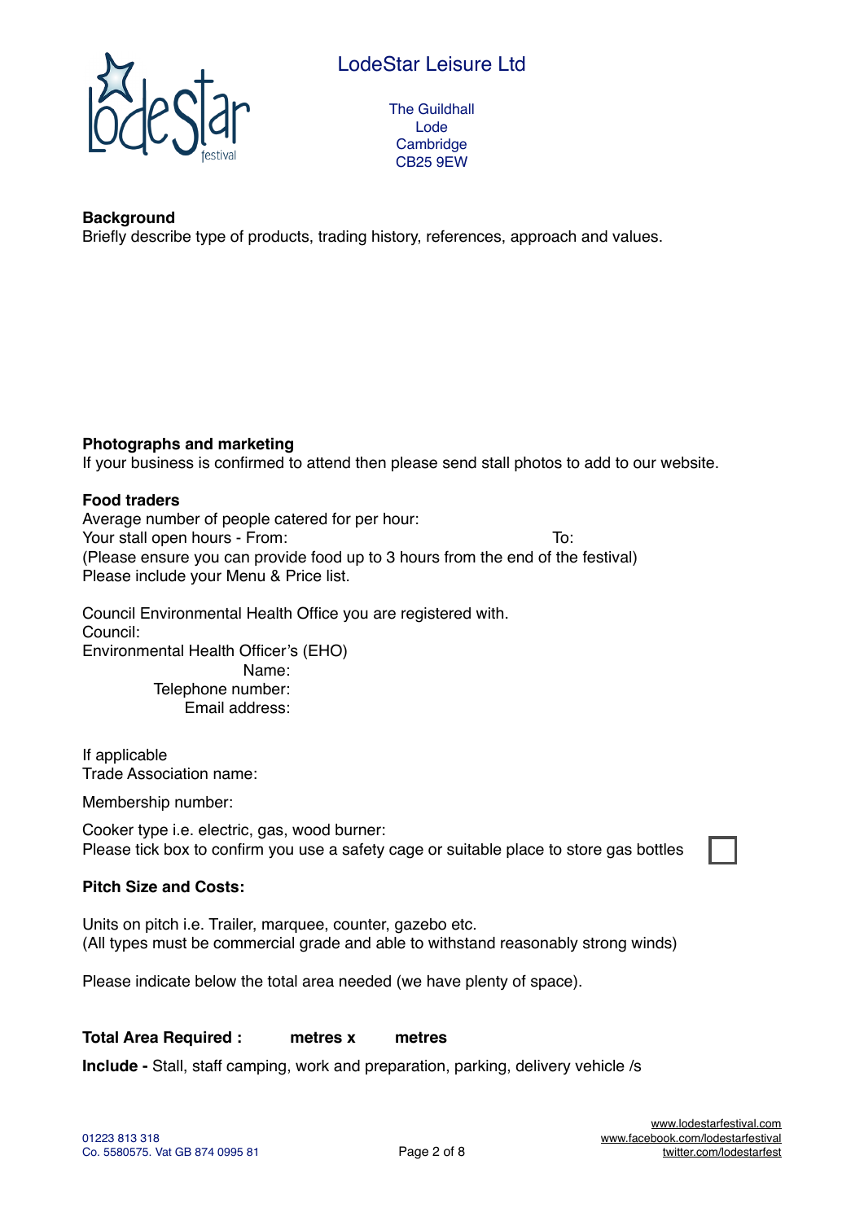LodeStar Leisure Ltd

The Guildhall
Lode
Cambridge
CB25 9EW

**Background**
Briefly describe type of products, trading history, references, approach and values.

**Photographs and marketing**
If your business is confirmed to attend then please send stall photos to add to our website.

**Food traders**
Average number of people catered for per hour:
Your stall open hours - From: To:
(Please ensure you can provide food up to 3 hours from the end of the festival)
Please include your Menu & Price list.

Council Environmental Health Office you are registered with.
Council:
Environmental Health Officer's (EHO)
Name:
Telephone number:
Email address:

If applicable
Trade Association name:

Membership number:

Cooker type i.e. electric, gas, wood burner:
Please tick box to confirm you use a safety cage or suitable place to store gas bottles ☐

**Pitch Size and Costs:**

Units on pitch i.e. Trailer, marquee, counter, gazebo etc.
(All types must be commercial grade and able to withstand reasonably strong winds)

Please indicate below the total area needed (we have plenty of space).

**Total Area Required : metres x metres**

**Include -** Stall, staff camping, work and preparation, parking, delivery vehicle /s

01223 813 318
Co. 5580575. Vat GB 874 0995 81

www.lodestarfestival.com
www.facebook.com/lodestarfestival
twitter.com/lodestarfest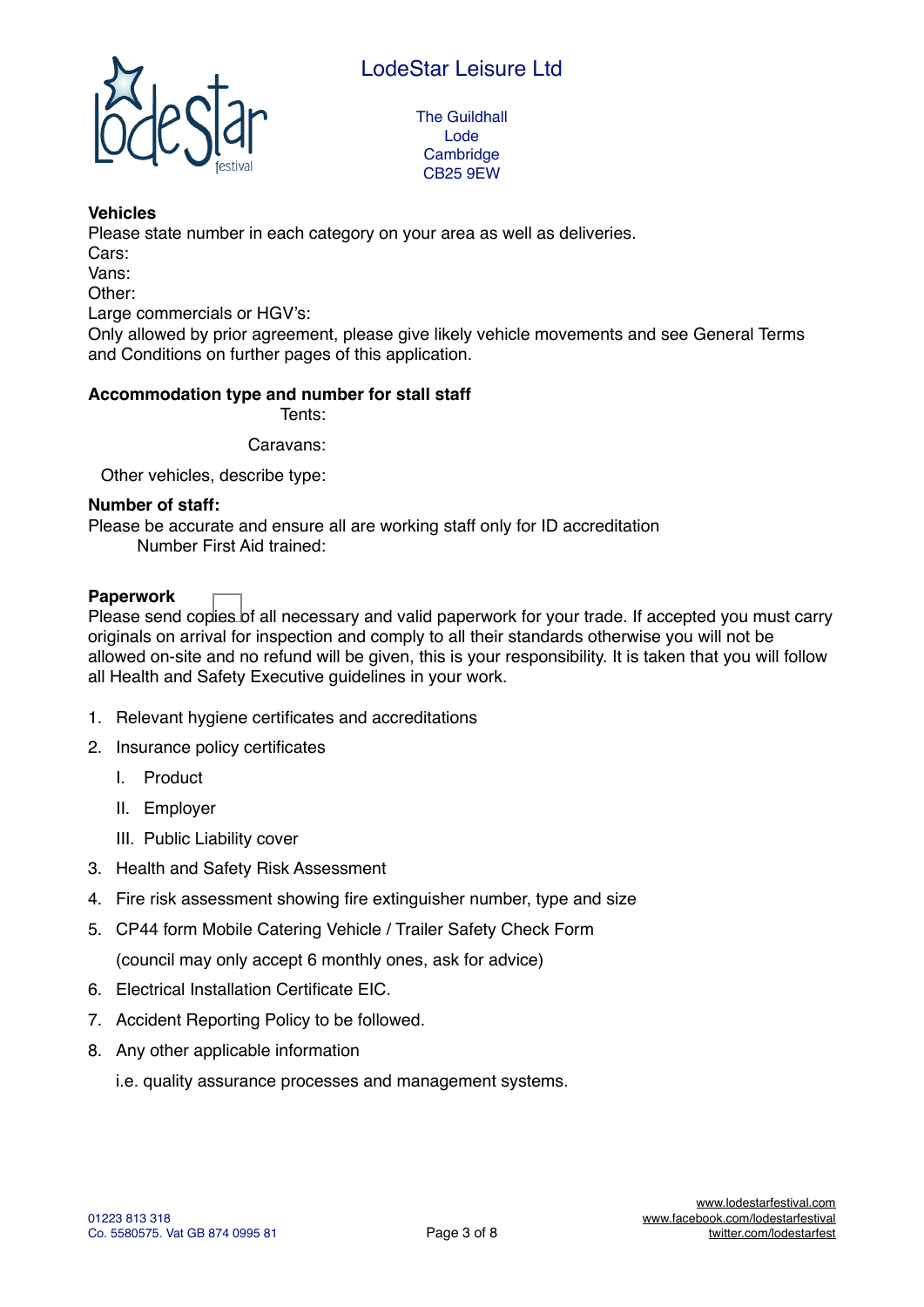# LodeStar Leisure Ltd

The Guildhall
Lode
Cambridge
CB25 9EW

**Vehicles**

Please state number in each category on your area as well as deliveries.

Cars:

Vans:

Other:

Large commercials or HGV's:

Only allowed by prior agreement, please give likely vehicle movements and see General Terms and Conditions on further pages of this application.

**Accommodation type and number for stall staff**

Tents:

Caravans:

Other vehicles, describe type:

**Number of staff:**

Please be accurate and ensure all are working staff only for ID accreditation

Number First Aid trained:

**Paperwork**

Please send copies of all necessary and valid paperwork for your trade. If accepted you must carry originals on arrival for inspection and comply to all their standards otherwise you will not be allowed on-site and no refund will be given, this is your responsibility. It is taken that you will follow all Health and Safety Executive guidelines in your work.

1. Relevant hygiene certificates and accreditations
2. Insurance policy certificates
   I. Product
   II. Employer
   III. Public Liability cover
3. Health and Safety Risk Assessment
4. Fire risk assessment showing fire extinguisher number, type and size
5. CP44 form Mobile Catering Vehicle / Trailer Safety Check Form
   (council may only accept 6 monthly ones, ask for advice)
6. Electrical Installation Certificate EIC.
7. Accident Reporting Policy to be followed.
8. Any other applicable information
   i.e. quality assurance processes and management systems.

01223 813 318
Co. 5580575. Vat GB 874 0995 81

www.lodestarfestival.com
www.facebook.com/lodestarfestival
twitter.com/lodestarfest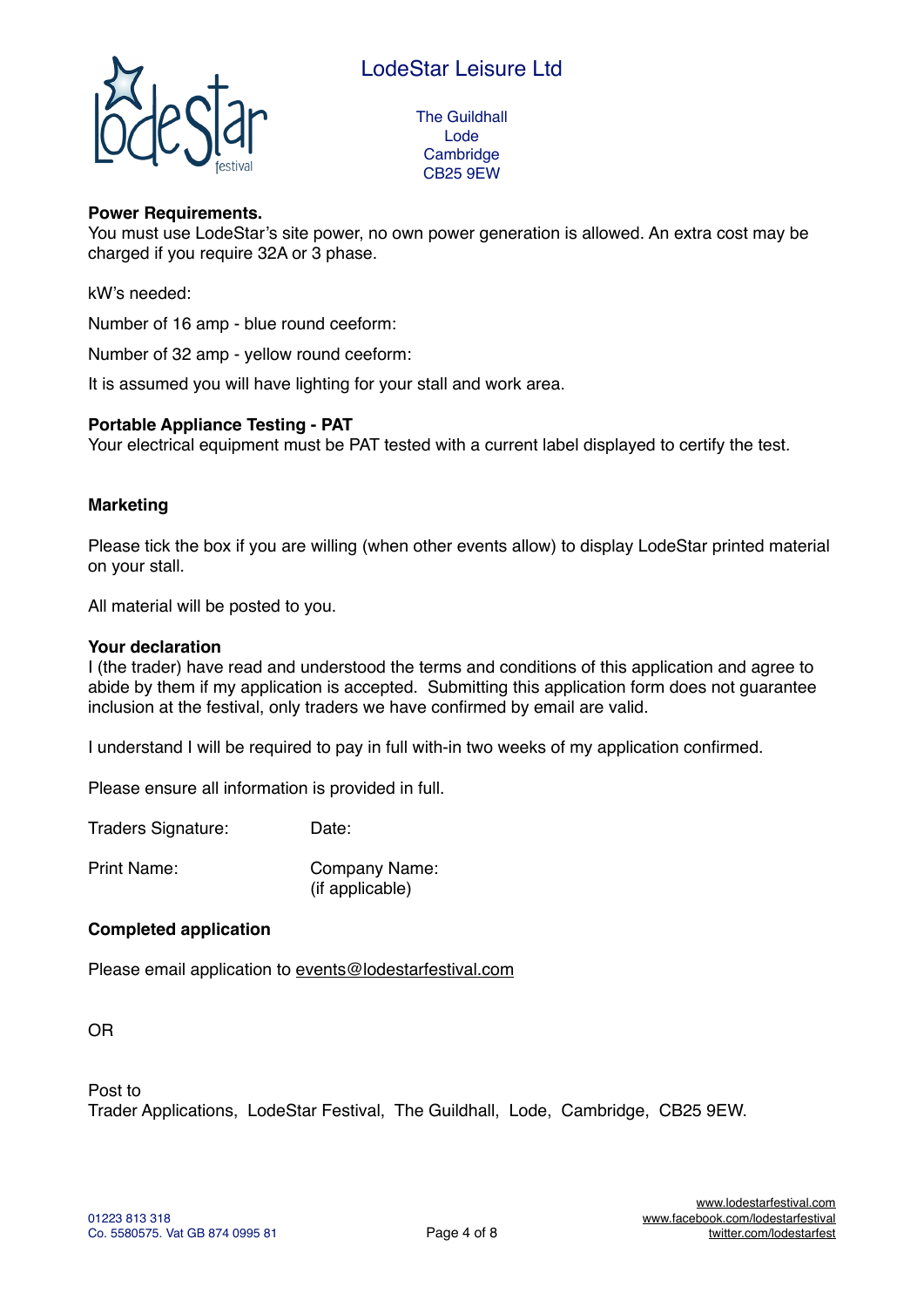LodeStar Leisure Ltd

The Guildhall
Lode
Cambridge
CB25 9EW

**Power Requirements.**
You must use LodeStar's site power, no own power generation is allowed. An extra cost may be charged if you require 32A or 3 phase.

kW's needed:

Number of 16 amp - blue round ceeform:

Number of 32 amp - yellow round ceeform:

It is assumed you will have lighting for your stall and work area.

**Portable Appliance Testing - PAT**
Your electrical equipment must be PAT tested with a current label displayed to certify the test.

**Marketing**

Please tick the box if you are willing (when other events allow) to display LodeStar printed material on your stall.

All material will be posted to you.

**Your declaration**
I (the trader) have read and understood the terms and conditions of this application and agree to abide by them if my application is accepted. Submitting this application form does not guarantee inclusion at the festival, only traders we have confirmed by email are valid.

I understand I will be required to pay in full with-in two weeks of my application confirmed.

Please ensure all information is provided in full.

Traders Signature: Date:

Print Name: Company Name: (if applicable)

**Completed application**

Please email application to events@lodestarfestival.com

OR

Post to
Trader Applications, LodeStar Festival, The Guildhall, Lode, Cambridge, CB25 9EW.

01223 813 318
Co. 5580575. Vat GB 874 0995 81

www.lodestarfestival.com
www.facebook.com/lodestarfestival
twitter.com/lodestarfest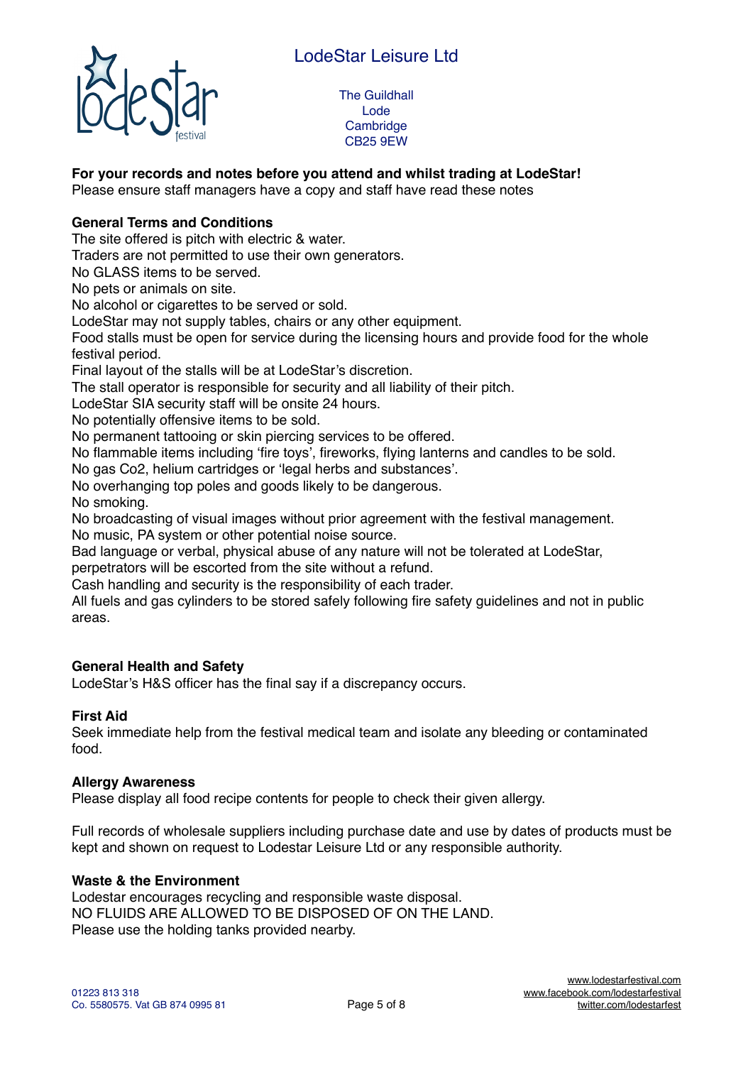# LodeStar Leisure Ltd

The Guildhall
Lode
Cambridge
CB25 9EW

**For your records and notes before you attend and whilst trading at LodeStar!**
Please ensure staff managers have a copy and staff have read these notes

**General Terms and Conditions**

The site offered is pitch with electric & water.
Traders are not permitted to use their own generators.
No GLASS items to be served.
No pets or animals on site.
No alcohol or cigarettes to be served or sold.
LodeStar may not supply tables, chairs or any other equipment.
Food stalls must be open for service during the licensing hours and provide food for the whole festival period.
Final layout of the stalls will be at LodeStar's discretion.
The stall operator is responsible for security and all liability of their pitch.
LodeStar SIA security staff will be onsite 24 hours.
No potentially offensive items to be sold.
No permanent tattooing or skin piercing services to be offered.
No flammable items including 'fire toys', fireworks, flying lanterns and candles to be sold.
No gas Co2, helium cartridges or 'legal herbs and substances'.
No overhanging top poles and goods likely to be dangerous.
No smoking.
No broadcasting of visual images without prior agreement with the festival management.
No music, PA system or other potential noise source.
Bad language or verbal, physical abuse of any nature will not be tolerated at LodeStar, perpetrators will be escorted from the site without a refund.
Cash handling and security is the responsibility of each trader.
All fuels and gas cylinders to be stored safely following fire safety guidelines and not in public areas.

**General Health and Safety**

LodeStar's H&S officer has the final say if a discrepancy occurs.

**First Aid**

Seek immediate help from the festival medical team and isolate any bleeding or contaminated food.

**Allergy Awareness**

Please display all food recipe contents for people to check their given allergy.

Full records of wholesale suppliers including purchase date and use by dates of products must be kept and shown on request to Lodestar Leisure Ltd or any responsible authority.

**Waste & the Environment**

Lodestar encourages recycling and responsible waste disposal.
NO FLUIDS ARE ALLOWED TO BE DISPOSED OF ON THE LAND.
Please use the holding tanks provided nearby.

01223 813 318
Co. 5580575. Vat GB 874 0995 81

www.lodestarfestival.com
www.facebook.com/lodestarfestival
twitter.com/lodestarfest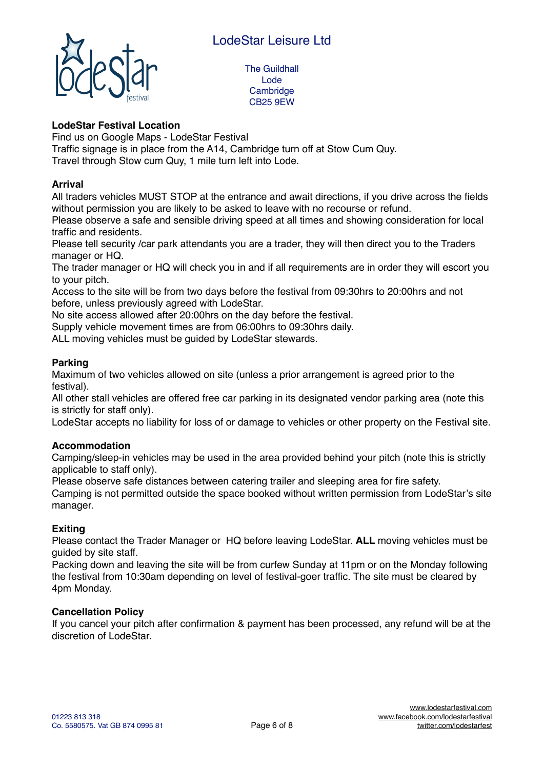LodeStar Leisure Ltd

The Guildhall
Lode
Cambridge
CB25 9EW

**LodeStar Festival Location**

Find us on Google Maps - LodeStar Festival
Traffic signage is in place from the A14, Cambridge turn off at Stow Cum Quy.
Travel through Stow cum Quy, 1 mile turn left into Lode.

**Arrival**

All traders vehicles MUST STOP at the entrance and await directions, if you drive across the fields without permission you are likely to be asked to leave with no recourse or refund.
Please observe a safe and sensible driving speed at all times and showing consideration for local traffic and residents.
Please tell security /car park attendants you are a trader, they will then direct you to the Traders manager or HQ.
The trader manager or HQ will check you in and if all requirements are in order they will escort you to your pitch.
Access to the site will be from two days before the festival from 09:30hrs to 20:00hrs and not before, unless previously agreed with LodeStar.
No site access allowed after 20:00hrs on the day before the festival.
Supply vehicle movement times are from 06:00hrs to 09:30hrs daily.
ALL moving vehicles must be guided by LodeStar stewards.

**Parking**

Maximum of two vehicles allowed on site (unless a prior arrangement is agreed prior to the festival).
All other stall vehicles are offered free car parking in its designated vendor parking area (note this is strictly for staff only).
LodeStar accepts no liability for loss of or damage to vehicles or other property on the Festival site.

**Accommodation**

Camping/sleep-in vehicles may be used in the area provided behind your pitch (note this is strictly applicable to staff only).
Please observe safe distances between catering trailer and sleeping area for fire safety.
Camping is not permitted outside the space booked without written permission from LodeStar's site manager.

**Exiting**

Please contact the Trader Manager or HQ before leaving LodeStar. **ALL** moving vehicles must be guided by site staff.
Packing down and leaving the site will be from curfew Sunday at 11pm or on the Monday following the festival from 10:30am depending on level of festival-goer traffic. The site must be cleared by 4pm Monday.

**Cancellation Policy**

If you cancel your pitch after confirmation & payment has been processed, any refund will be at the discretion of LodeStar.

01223 813 318
Co. 5580575. Vat GB 874 0995 81

www.lodestarfestival.com
www.facebook.com/lodestarfestival
twitter.com/lodestarfest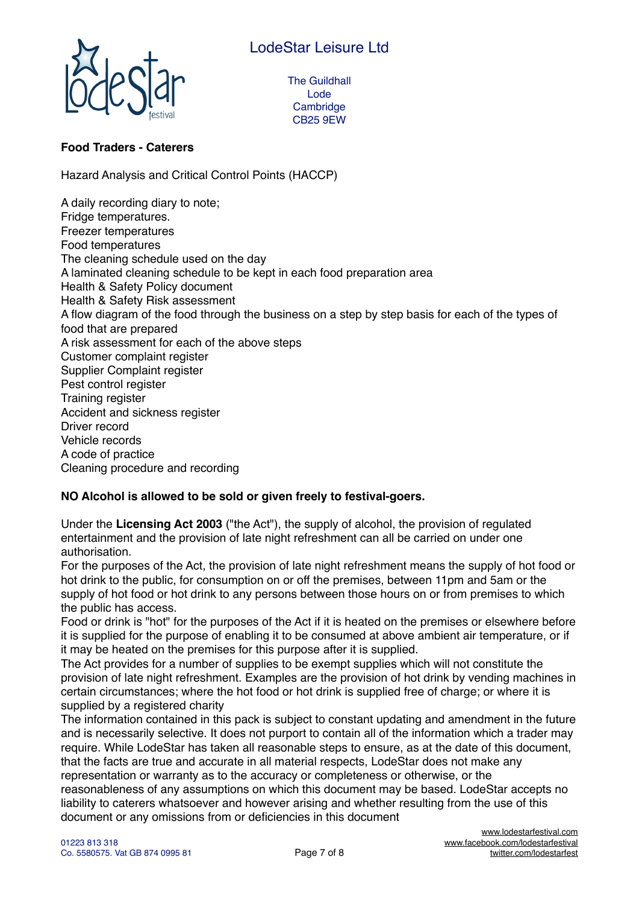**Food Traders - Caterers**

Hazard Analysis and Critical Control Points (HACCP)

A daily recording diary to note;
Fridge temperatures.
Freezer temperatures
Food temperatures
The cleaning schedule used on the day
A laminated cleaning schedule to be kept in each food preparation area
Health & Safety Policy document
Health & Safety Risk assessment
A flow diagram of the food through the business on a step by step basis for each of the types of food that are prepared
A risk assessment for each of the above steps
Customer complaint register
Supplier Complaint register
Pest control register
Training register
Accident and sickness register
Driver record
Vehicle records
A code of practice
Cleaning procedure and recording

**NO Alcohol is allowed to be sold or given freely to festival-goers.**

Under the **Licensing Act 2003** ("the Act"), the supply of alcohol, the provision of regulated entertainment and the provision of late night refreshment can all be carried on under one authorisation.
For the purposes of the Act, the provision of late night refreshment means the supply of hot food or hot drink to the public, for consumption on or off the premises, between 11pm and 5am or the supply of hot food or hot drink to any persons between those hours on or from premises to which the public has access.
Food or drink is "hot" for the purposes of the Act if it is heated on the premises or elsewhere before it is supplied for the purpose of enabling it to be consumed at above ambient air temperature, or if it may be heated on the premises for this purpose after it is supplied.
The Act provides for a number of supplies to be exempt supplies which will not constitute the provision of late night refreshment. Examples are the provision of hot drink by vending machines in certain circumstances; where the hot food or hot drink is supplied free of charge; or where it is supplied by a registered charity
The information contained in this pack is subject to constant updating and amendment in the future and is necessarily selective. It does not purport to contain all of the information which a trader may require. While LodeStar has taken all reasonable steps to ensure, as at the date of this document, that the facts are true and accurate in all material respects, LodeStar does not make any representation or warranty as to the accuracy or completeness or otherwise, or the reasonableness of any assumptions on which this document may be based. LodeStar accepts no liability to caterers whatsoever and however arising and whether resulting from the use of this document or any omissions from or deficiencies in this document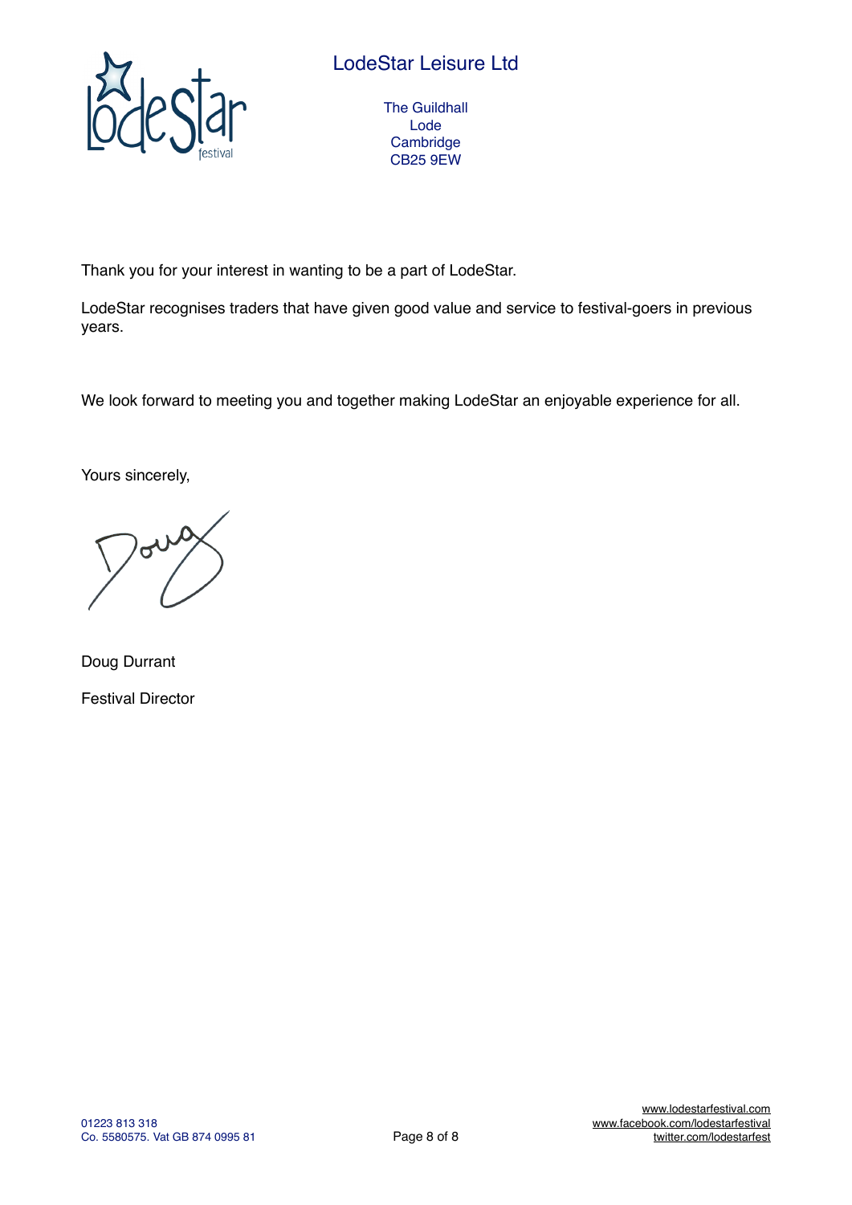LodeStar Leisure Ltd

The Guildhall
Lode
Cambridge
CB25 9EW

Thank you for your interest in wanting to be a part of LodeStar.

LodeStar recognises traders that have given good value and service to festival-goers in previous years.

We look forward to meeting you and together making LodeStar an enjoyable experience for all.

Yours sincerely,

Doug Durrant

Festival Director

01223 813 318
Co. 5580575. Vat GB 874 0995 81

www.lodestarfestival.com
www.facebook.com/lodestarfestival
twitter.com/lodestarfest